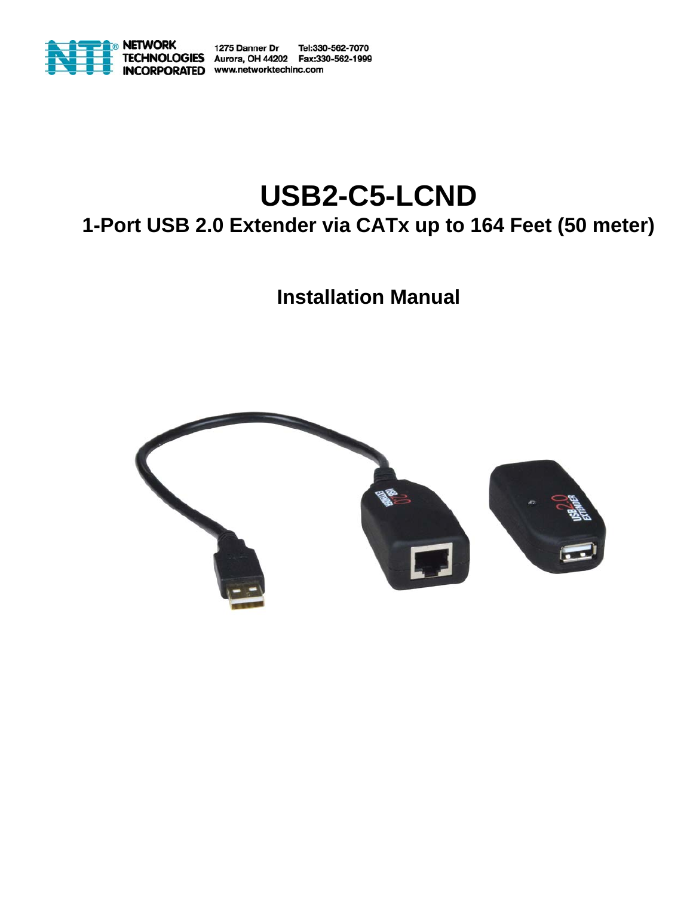NETWORK TECHNOLOGIES INCORPORATED

1275 Danner Dr
Aurora, OH 44202
www.networktechinc.com

Tel:330-562-7070
Fax:330-562-1999

# USB2-C5-LCND

## 1-Port USB 2.0 Extender via CATx up to 164 Feet (50 meter)

## Installation Manual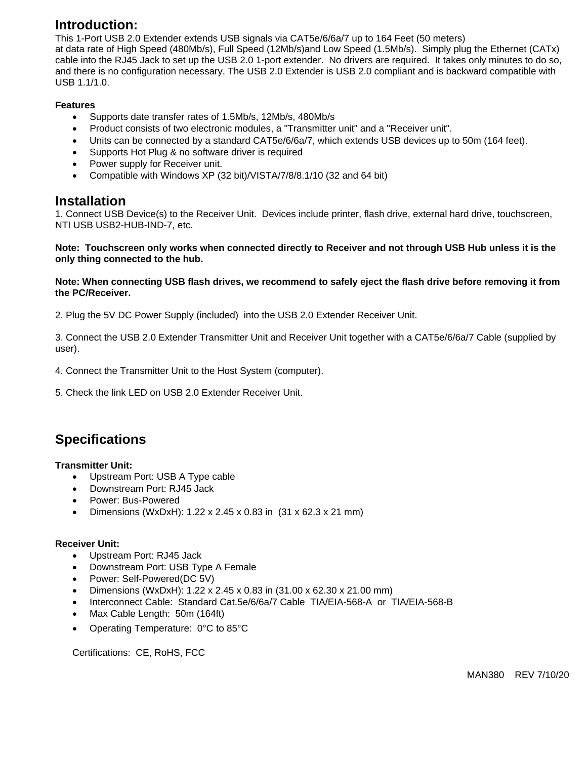## Introduction:

This 1-Port USB 2.0 Extender extends USB signals via CAT5e/6/6a/7 up to 164 Feet (50 meters) at data rate of High Speed (480Mb/s), Full Speed (12Mb/s)and Low Speed (1.5Mb/s). Simply plug the Ethernet (CATx) cable into the RJ45 Jack to set up the USB 2.0 1-port extender. No drivers are required. It takes only minutes to do so, and there is no configuration necessary. The USB 2.0 Extender is USB 2.0 compliant and is backward compatible with USB 1.1/1.0.

**Features**

- Supports date transfer rates of 1.5Mb/s, 12Mb/s, 480Mb/s
- Product consists of two electronic modules, a "Transmitter unit" and a "Receiver unit".
- Units can be connected by a standard CAT5e/6/6a/7, which extends USB devices up to 50m (164 feet).
- Supports Hot Plug & no software driver is required
- Power supply for Receiver unit.
- Compatible with Windows XP (32 bit)/VISTA/7/8/8.1/10 (32 and 64 bit)

## Installation

1. Connect USB Device(s) to the Receiver Unit. Devices include printer, flash drive, external hard drive, touchscreen, NTI USB USB2-HUB-IND-7, etc.

**Note: Touchscreen only works when connected directly to Receiver and not through USB Hub unless it is the only thing connected to the hub.**

**Note: When connecting USB flash drives, we recommend to safely eject the flash drive before removing it from the PC/Receiver.**

2. Plug the 5V DC Power Supply (included) into the USB 2.0 Extender Receiver Unit.

3. Connect the USB 2.0 Extender Transmitter Unit and Receiver Unit together with a CAT5e/6/6a/7 Cable (supplied by user).

4. Connect the Transmitter Unit to the Host System (computer).

5. Check the link LED on USB 2.0 Extender Receiver Unit.

## Specifications

**Transmitter Unit:**

- Upstream Port: USB A Type cable
- Downstream Port: RJ45 Jack
- Power: Bus-Powered
- Dimensions (WxDxH): 1.22 x 2.45 x 0.83 in (31 x 62.3 x 21 mm)

**Receiver Unit:**

- Upstream Port: RJ45 Jack
- Downstream Port: USB Type A Female
- Power: Self-Powered(DC 5V)
- Dimensions (WxDxH): 1.22 x 2.45 x 0.83 in (31.00 x 62.30 x 21.00 mm)
- Interconnect Cable: Standard Cat.5e/6/6a/7 Cable TIA/EIA-568-A or TIA/EIA-568-B
- Max Cable Length: 50m (164ft)
- Operating Temperature: 0°C to 85°C

Certifications: CE, RoHS, FCC

MAN380 REV 7/10/20